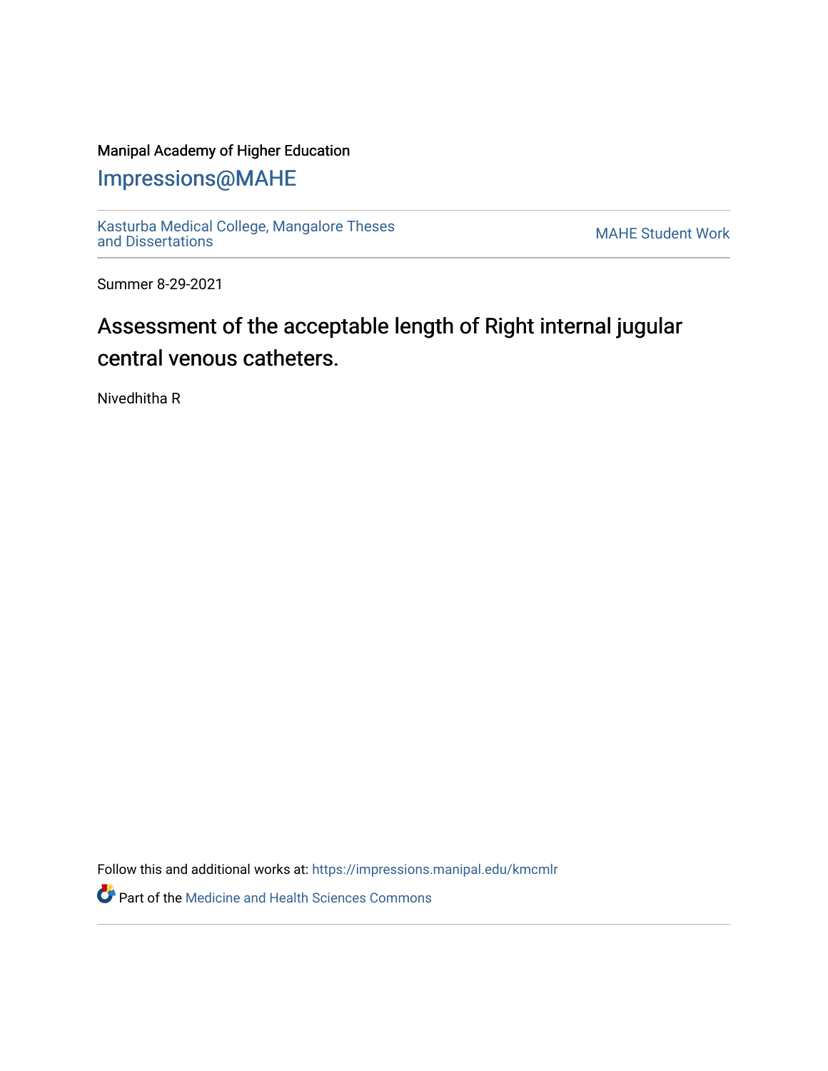Manipal Academy of Higher Education

# Impressions@MAHE

Kasturba Medical College, Mangalore Theses and Dissertations

MAHE Student Work

Summer 8-29-2021

## Assessment of the acceptable length of Right internal jugular central venous catheters.

Nivedhitha R

Follow this and additional works at: https://impressions.manipal.edu/kmcmlr

Part of the Medicine and Health Sciences Commons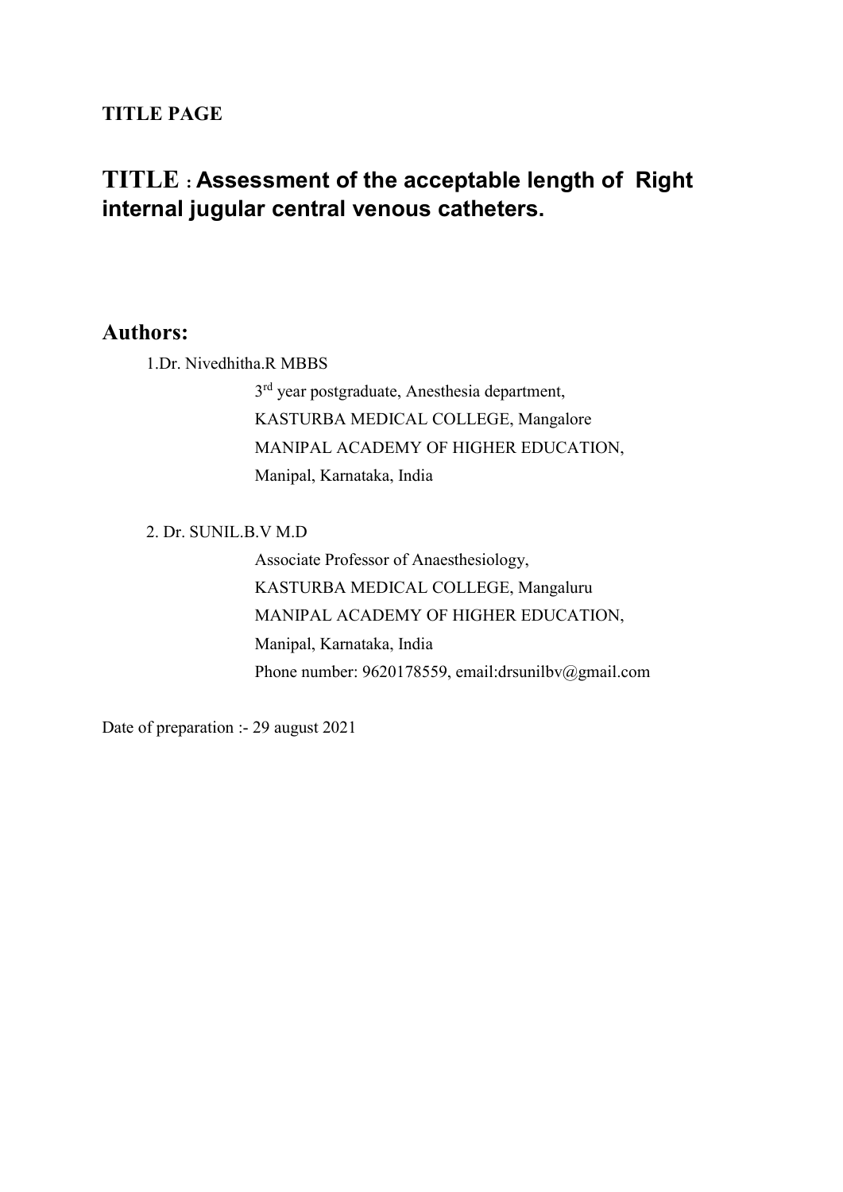**TITLE PAGE**

# TITLE : Assessment of the acceptable length of Right internal jugular central venous catheters.

## Authors:

1.Dr. Nivedhitha.R MBBS

3rd year postgraduate, Anesthesia department,
KASTURBA MEDICAL COLLEGE, Mangalore
MANIPAL ACADEMY OF HIGHER EDUCATION,
Manipal, Karnataka, India

2. Dr. SUNIL.B.V M.D

Associate Professor of Anaesthesiology,
KASTURBA MEDICAL COLLEGE, Mangaluru
MANIPAL ACADEMY OF HIGHER EDUCATION,
Manipal, Karnataka, India
Phone number: 9620178559, email:drsunilbv@gmail.com

Date of preparation :- 29 august 2021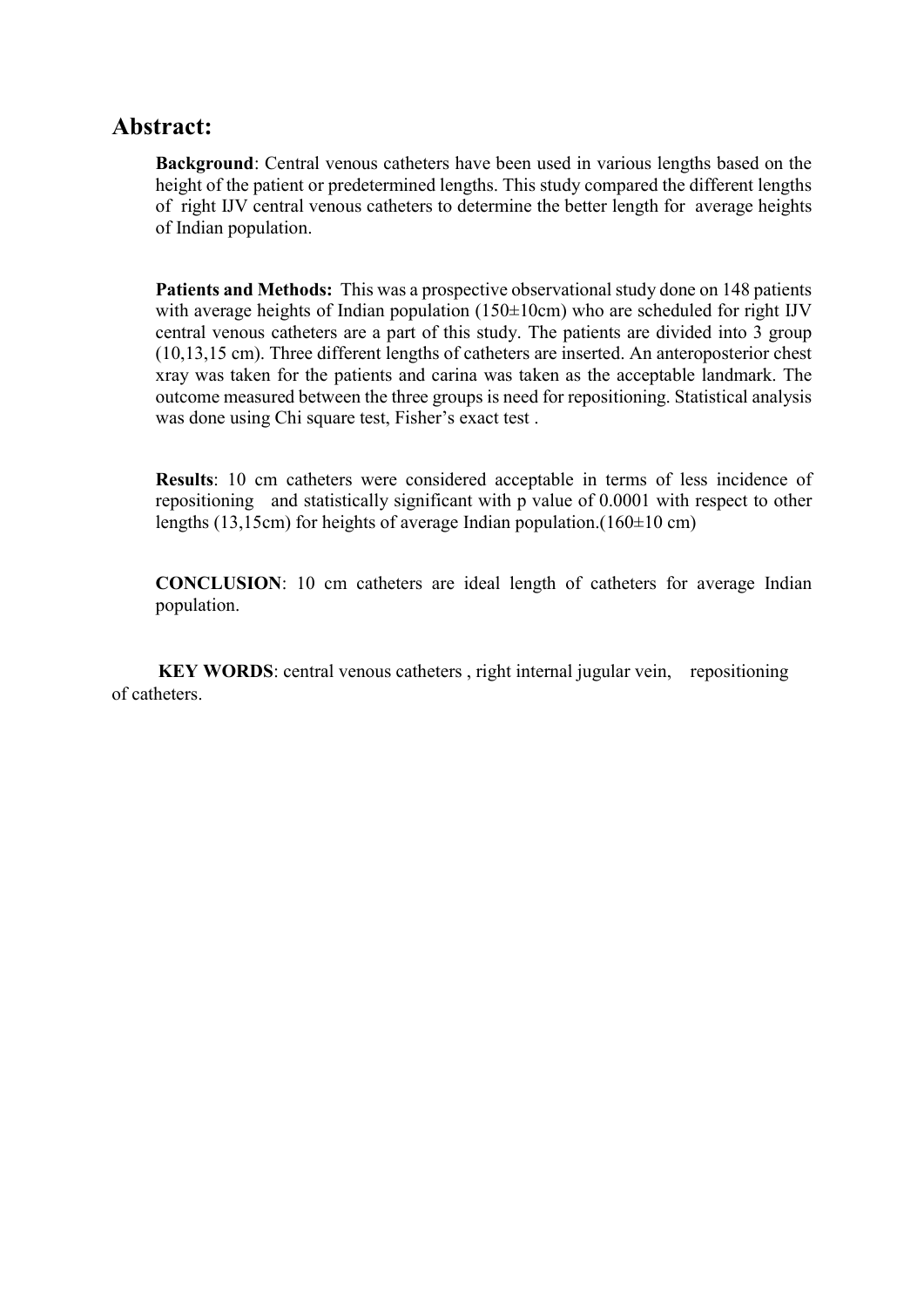## Abstract:

**Background**: Central venous catheters have been used in various lengths based on the height of the patient or predetermined lengths. This study compared the different lengths of right IJV central venous catheters to determine the better length for average heights of Indian population.

**Patients and Methods:** This was a prospective observational study done on 148 patients with average heights of Indian population (150±10cm) who are scheduled for right IJV central venous catheters are a part of this study. The patients are divided into 3 group (10,13,15 cm). Three different lengths of catheters are inserted. An anteroposterior chest xray was taken for the patients and carina was taken as the acceptable landmark. The outcome measured between the three groups is need for repositioning. Statistical analysis was done using Chi square test, Fisher's exact test .

**Results**: 10 cm catheters were considered acceptable in terms of less incidence of repositioning and statistically significant with p value of 0.0001 with respect to other lengths (13,15cm) for heights of average Indian population.(160±10 cm)

**CONCLUSION**: 10 cm catheters are ideal length of catheters for average Indian population.

**KEY WORDS**: central venous catheters , right internal jugular vein, repositioning of catheters.